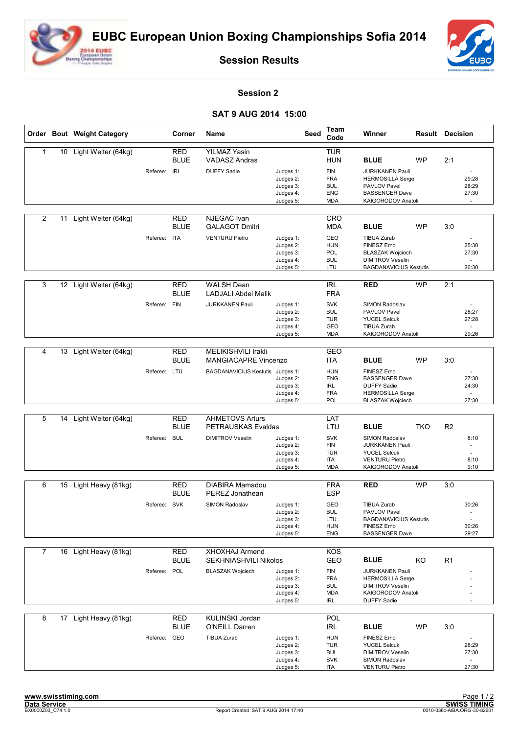# EUBC European Union Boxing Championships Sofia 2014

## Session Results

### Session 2

### SAT 9 AUG 2014 15:00

| Order | Bout | Weight Category | Corner | Name | Seed | Team Code | Winner | Result | Decision |
|---|---|---|---|---|---|---|---|---|---|
| 1 | 10 | Light Welter (64kg) | RED | YILMAZ Yasin | | TUR | | | |
| | | | BLUE | VADASZ Andras | | HUN | BLUE | WP | 2:1 |
| | | Referee: | IRL | DUFFY Sadie | Judges 1: | FIN | JURKKANEN Pauli | | - |
| | | | | | Judges 2: | FRA | HERMOSILLA Serge | | 29:28 |
| | | | | | Judges 3: | BUL | PAVLOV Pavel | | 28:29 |
| | | | | | Judges 4: | ENG | BASSENGER Dave | | 27:30 |
| | | | | | Judges 5: | MDA | KAIGORODOV Anatoli | | - |
| 2 | 11 | Light Welter (64kg) | RED | NJEGAC Ivan | | CRO | | | |
| | | | BLUE | GALAGOT Dmitri | | MDA | BLUE | WP | 3:0 |
| | | Referee: | ITA | VENTURU Pietro | Judges 1: | GEO | TIBUA Zurab | | - |
| | | | | | Judges 2: | HUN | FINESZ Erno | | 25:30 |
| | | | | | Judges 3: | POL | BLASZAK Wojciech | | 27:30 |
| | | | | | Judges 4: | BUL | DIMITROV Veselin | | - |
| | | | | | Judges 5: | LTU | BAGDANAVICIUS Kestutis | | 26:30 |
| 3 | 12 | Light Welter (64kg) | RED | WALSH Dean | | IRL | RED | WP | 2:1 |
| | | | BLUE | LADJALI Abdel Malik | | FRA | | | |
| | | Referee: | FIN | JURKKANEN Pauli | Judges 1: | SVK | SIMON Radoslav | | - |
| | | | | | Judges 2: | BUL | PAVLOV Pavel | | 28:27 |
| | | | | | Judges 3: | TUR | YUCEL Selcuk | | 27:28 |
| | | | | | Judges 4: | GEO | TIBUA Zurab | | - |
| | | | | | Judges 5: | MDA | KAIGORODOV Anatoli | | 29:26 |
| 4 | 13 | Light Welter (64kg) | RED | MELIKISHVILI Irakli | | GEO | | | |
| | | | BLUE | MANGIACAPRE Vincenzo | | ITA | BLUE | WP | 3:0 |
| | | Referee: | LTU | BAGDANAVICIUS Kestutis | Judges 1: | HUN | FINESZ Erno | | - |
| | | | | | Judges 2: | ENG | BASSENGER Dave | | 27:30 |
| | | | | | Judges 3: | IRL | DUFFY Sadie | | 24:30 |
| | | | | | Judges 4: | FRA | HERMOSILLA Serge | | - |
| | | | | | Judges 5: | POL | BLASZAK Wojciech | | 27:30 |
| 5 | 14 | Light Welter (64kg) | RED | AHMETOVS Arturs | | LAT | | | |
| | | | BLUE | PETRAUSKAS Evaldas | | LTU | BLUE | TKO | R2 |
| | | Referee: | BUL | DIMITROV Veselin | Judges 1: | SVK | SIMON Radoslav | | 8:10 |
| | | | | | Judges 2: | FIN | JURKKANEN Pauli | | - |
| | | | | | Judges 3: | TUR | YUCEL Selcuk | | - |
| | | | | | Judges 4: | ITA | VENTURU Pietro | | 8:10 |
| | | | | | Judges 5: | MDA | KAIGORODOV Anatoli | | 9:10 |
| 6 | 15 | Light Heavy (81kg) | RED | DIABIRA Mamadou | | FRA | RED | WP | 3:0 |
| | | | BLUE | PEREZ Jonathean | | ESP | | | |
| | | Referee: | SVK | SIMON Radoslav | Judges 1: | GEO | TIBUA Zurab | | 30:26 |
| | | | | | Judges 2: | BUL | PAVLOV Pavel | | - |
| | | | | | Judges 3: | LTU | BAGDANAVICIUS Kestutis | | - |
| | | | | | Judges 4: | HUN | FINESZ Erno | | 30:26 |
| | | | | | Judges 5: | ENG | BASSENGER Dave | | 29:27 |
| 7 | 16 | Light Heavy (81kg) | RED | XHOXHAJ Armend | | KOS | | | |
| | | | BLUE | SEKHNIASHVILI Nikolos | | GEO | BLUE | KO | R1 |
| | | Referee: | POL | BLASZAK Wojciech | Judges 1: | FIN | JURKKANEN Pauli | | - |
| | | | | | Judges 2: | FRA | HERMOSILLA Serge | | - |
| | | | | | Judges 3: | BUL | DIMITROV Veselin | | - |
| | | | | | Judges 4: | MDA | KAIGORODOV Anatoli | | - |
| | | | | | Judges 5: | IRL | DUFFY Sadie | | - |
| 8 | 17 | Light Heavy (81kg) | RED | KULINSKI Jordan | | POL | | | |
| | | | BLUE | O'NEILL Darren | | IRL | BLUE | WP | 3:0 |
| | | Referee: | GEO | TIBUA Zurab | Judges 1: | HUN | FINESZ Erno | | - |
| | | | | | Judges 2: | TUR | YUCEL Selcuk | | 28:29 |
| | | | | | Judges 3: | BUL | DIMITROV Veselin | | 27:30 |
| | | | | | Judges 4: | SVK | SIMON Radoslav | | - |
| | | | | | Judges 5: | ITA | VENTURU Pietro | | 27:30 |

www.swisstiming.com
Data Service
BX0000Z03_C74 1.0
Report Created SAT 9 AUG 2014 17:40
SWISS TIMING
0010-036c-AIBA.ORG-30-82601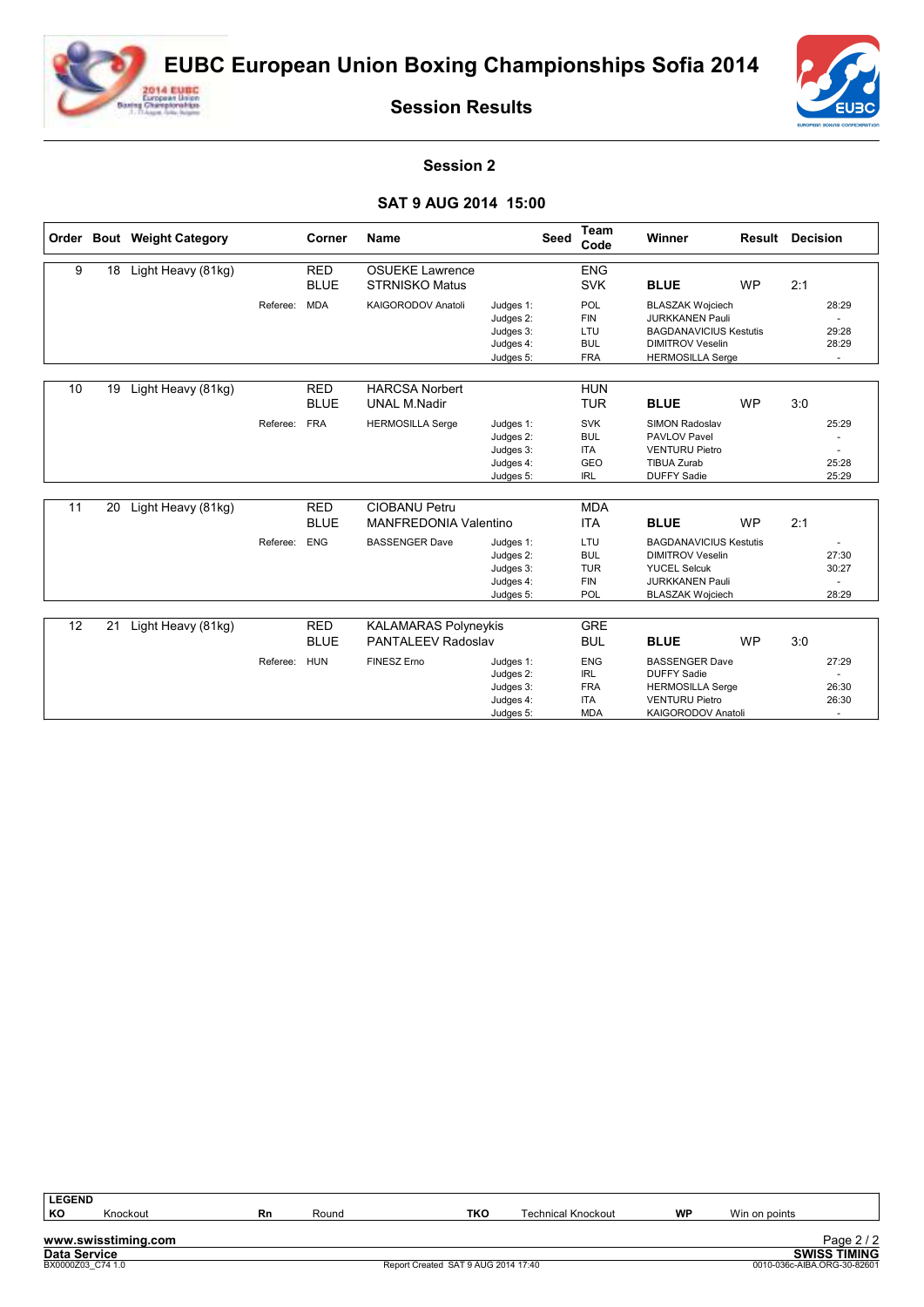# EUBC European Union Boxing Championships Sofia 2014

## Session Results

### Session 2

### SAT 9 AUG 2014 15:00

| Order | Bout | Weight Category | | Corner | Name | | Seed | Team Code | Winner | Result | Decision | |
|---|---|---|---|---|---|---|---|---|---|---|---|---|
| 9 | 18 | Light Heavy (81kg) | | RED | OSUEKE Lawrence | | | ENG | | | | |
| | | | | BLUE | STRNISKO Matus | | | SVK | **BLUE** | WP | 2:1 | |
| | | | Referee: | MDA | KAIGORODOV Anatoli | Judges 1: | | POL | BLASZAK Wojciech | | | 28:29 |
| | | | | | | Judges 2: | | FIN | JURKKANEN Pauli | | | - |
| | | | | | | Judges 3: | | LTU | BAGDANAVICIUS Kestutis | | | 29:28 |
| | | | | | | Judges 4: | | BUL | DIMITROV Veselin | | | 28:29 |
| | | | | | | Judges 5: | | FRA | HERMOSILLA Serge | | | - |
| 10 | 19 | Light Heavy (81kg) | | RED | HARCSA Norbert | | | HUN | | | | |
| | | | | BLUE | UNAL M.Nadir | | | TUR | **BLUE** | WP | 3:0 | |
| | | | Referee: | FRA | HERMOSILLA Serge | Judges 1: | | SVK | SIMON Radoslav | | | 25:29 |
| | | | | | | Judges 2: | | BUL | PAVLOV Pavel | | | - |
| | | | | | | Judges 3: | | ITA | VENTURU Pietro | | | - |
| | | | | | | Judges 4: | | GEO | TIBUA Zurab | | | 25:28 |
| | | | | | | Judges 5: | | IRL | DUFFY Sadie | | | 25:29 |
| 11 | 20 | Light Heavy (81kg) | | RED | CIOBANU Petru | | | MDA | | | | |
| | | | | BLUE | MANFREDONIA Valentino | | | ITA | **BLUE** | WP | 2:1 | |
| | | | Referee: | ENG | BASSENGER Dave | Judges 1: | | LTU | BAGDANAVICIUS Kestutis | | | - |
| | | | | | | Judges 2: | | BUL | DIMITROV Veselin | | | 27:30 |
| | | | | | | Judges 3: | | TUR | YUCEL Selcuk | | | 30:27 |
| | | | | | | Judges 4: | | FIN | JURKKANEN Pauli | | | - |
| | | | | | | Judges 5: | | POL | BLASZAK Wojciech | | | 28:29 |
| 12 | 21 | Light Heavy (81kg) | | RED | KALAMARAS Polyneykis | | | GRE | | | | |
| | | | | BLUE | PANTALEEV Radoslav | | | BUL | **BLUE** | WP | 3:0 | |
| | | | Referee: | HUN | FINESZ Erno | Judges 1: | | ENG | BASSENGER Dave | | | 27:29 |
| | | | | | | Judges 2: | | IRL | DUFFY Sadie | | | - |
| | | | | | | Judges 3: | | FRA | HERMOSILLA Serge | | | 26:30 |
| | | | | | | Judges 4: | | ITA | VENTURU Pietro | | | 26:30 |
| | | | | | | Judges 5: | | MDA | KAIGORODOV Anatoli | | | - |

| LEGEND | | | | | | | |
|---|---|---|---|---|---|---|---|
| KO | Knockout | Rn | Round | TKO | Technical Knockout | WP | Win on points |

www.swisstiming.com

Data Service — SWISS TIMING

BX0000Z03_C74 1.0 — Report Created SAT 9 AUG 2014 17:40 — 0010-036c-AIBA.ORG-30-82601